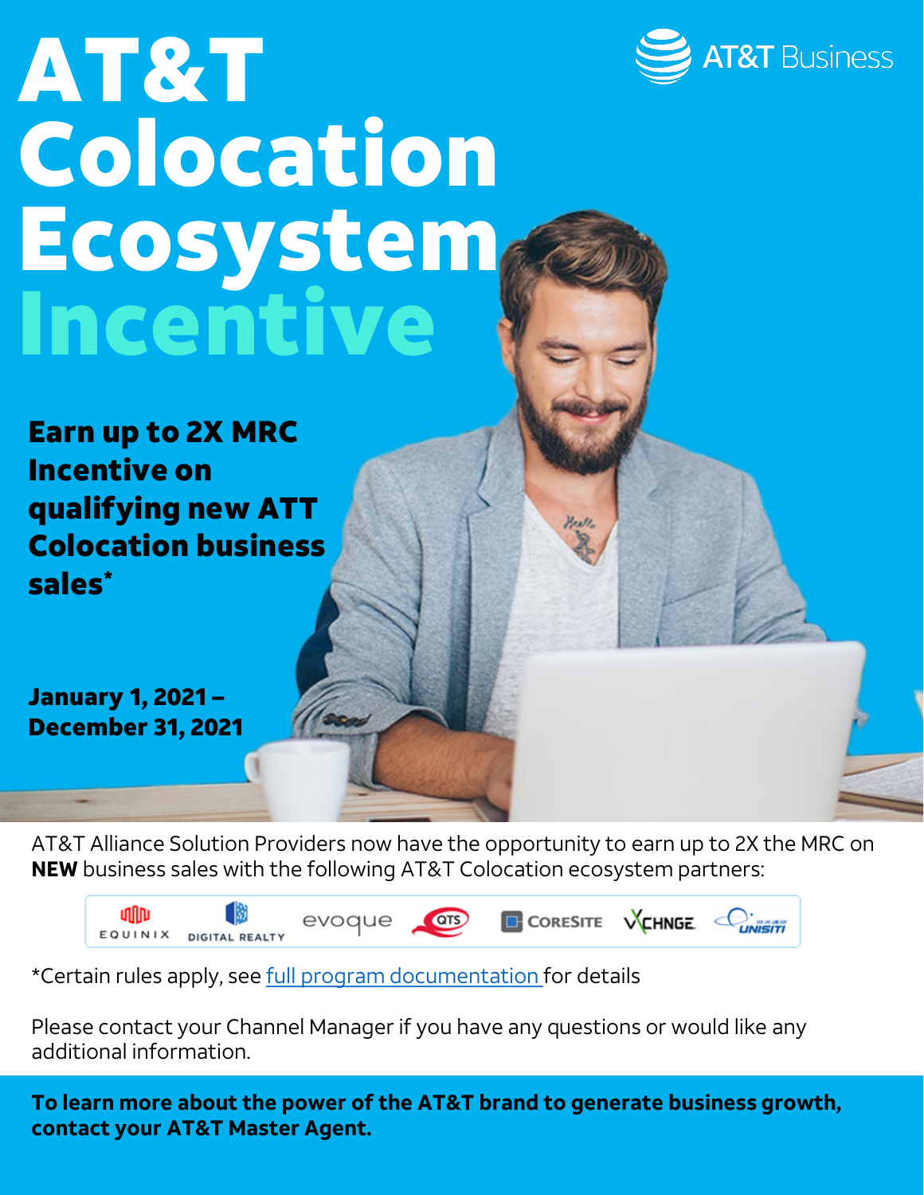AT&T Business

# AT&T Colocation Ecosystem Incentive

**Earn up to 2X MRC Incentive on qualifying new ATT Colocation business sales***

**January 1, 2021 – December 31, 2021**

AT&T Alliance Solution Providers now have the opportunity to earn up to 2X the MRC on **NEW** business sales with the following AT&T Colocation ecosystem partners:

EQUINIX | DIGITAL REALTY | evoque | QTS | CORESITE | VXCHNGE | UNISITI

*Certain rules apply, see full program documentation for details

Please contact your Channel Manager if you have any questions or would like any additional information.

**To learn more about the power of the AT&T brand to generate business growth, contact your AT&T Master Agent.**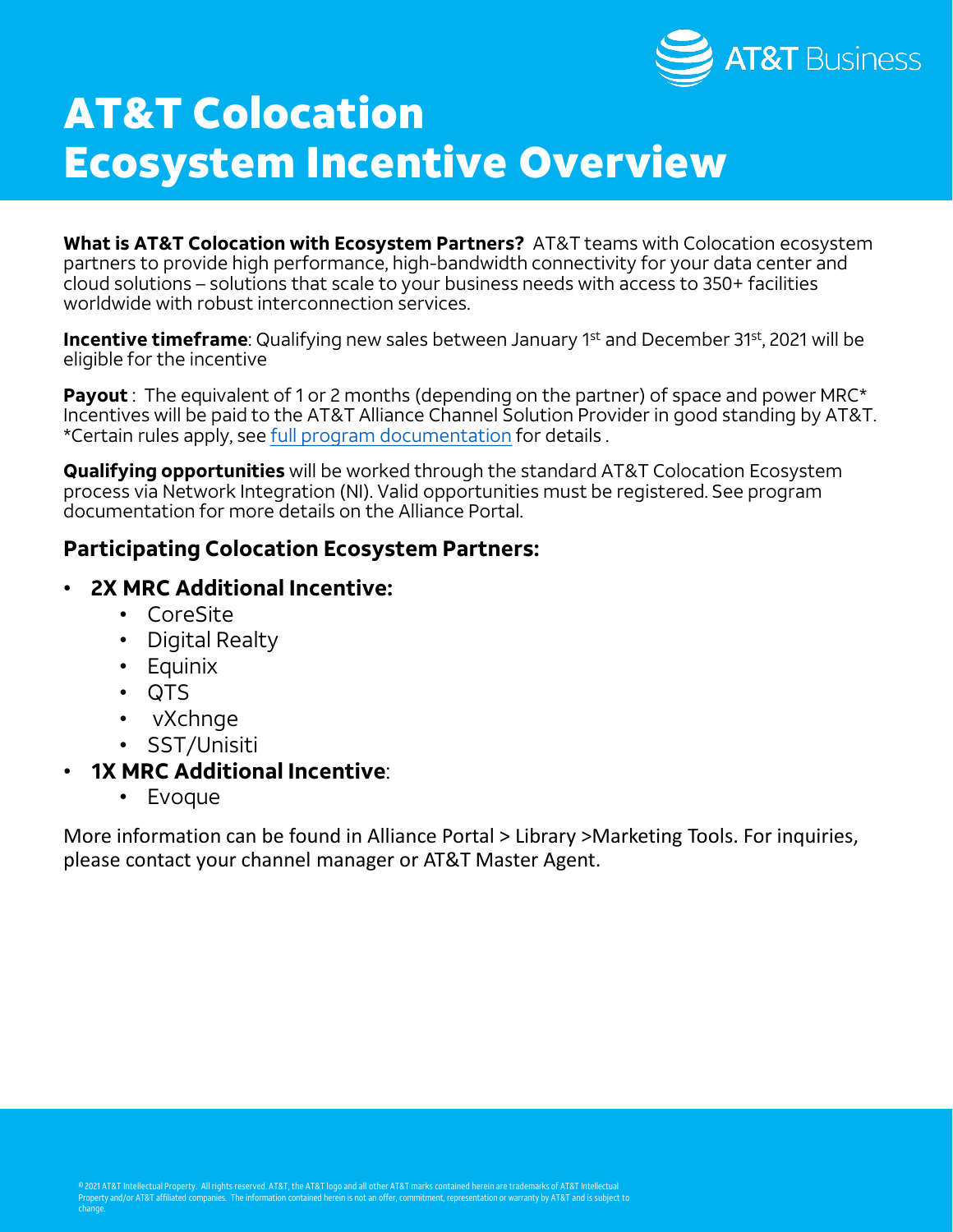# AT&T Colocation Ecosystem Incentive Overview

**What is AT&T Colocation with Ecosystem Partners?** AT&T teams with Colocation ecosystem partners to provide high performance, high-bandwidth connectivity for your data center and cloud solutions – solutions that scale to your business needs with access to 350+ facilities worldwide with robust interconnection services.

**Incentive timeframe**: Qualifying new sales between January 1st and December 31st, 2021 will be eligible for the incentive

**Payout** : The equivalent of 1 or 2 months (depending on the partner) of space and power MRC* Incentives will be paid to the AT&T Alliance Channel Solution Provider in good standing by AT&T. *Certain rules apply, see full program documentation for details .

**Qualifying opportunities** will be worked through the standard AT&T Colocation Ecosystem process via Network Integration (NI). Valid opportunities must be registered. See program documentation for more details on the Alliance Portal.

## Participating Colocation Ecosystem Partners:

- **2X MRC Additional Incentive:**
  - CoreSite
  - Digital Realty
  - Equinix
  - QTS
  - vXchnge
  - SST/Unisiti
- **1X MRC Additional Incentive**:
  - Evoque

More information can be found in Alliance Portal > Library >Marketing Tools. For inquiries, please contact your channel manager or AT&T Master Agent.

© 2021 AT&T Intellectual Property. All rights reserved. AT&T, the AT&T logo and all other AT&T marks contained herein are trademarks of AT&T Intellectual Property and/or AT&T affiliated companies. The information contained herein is not an offer, commitment, representation or warranty by AT&T and is subject to change.